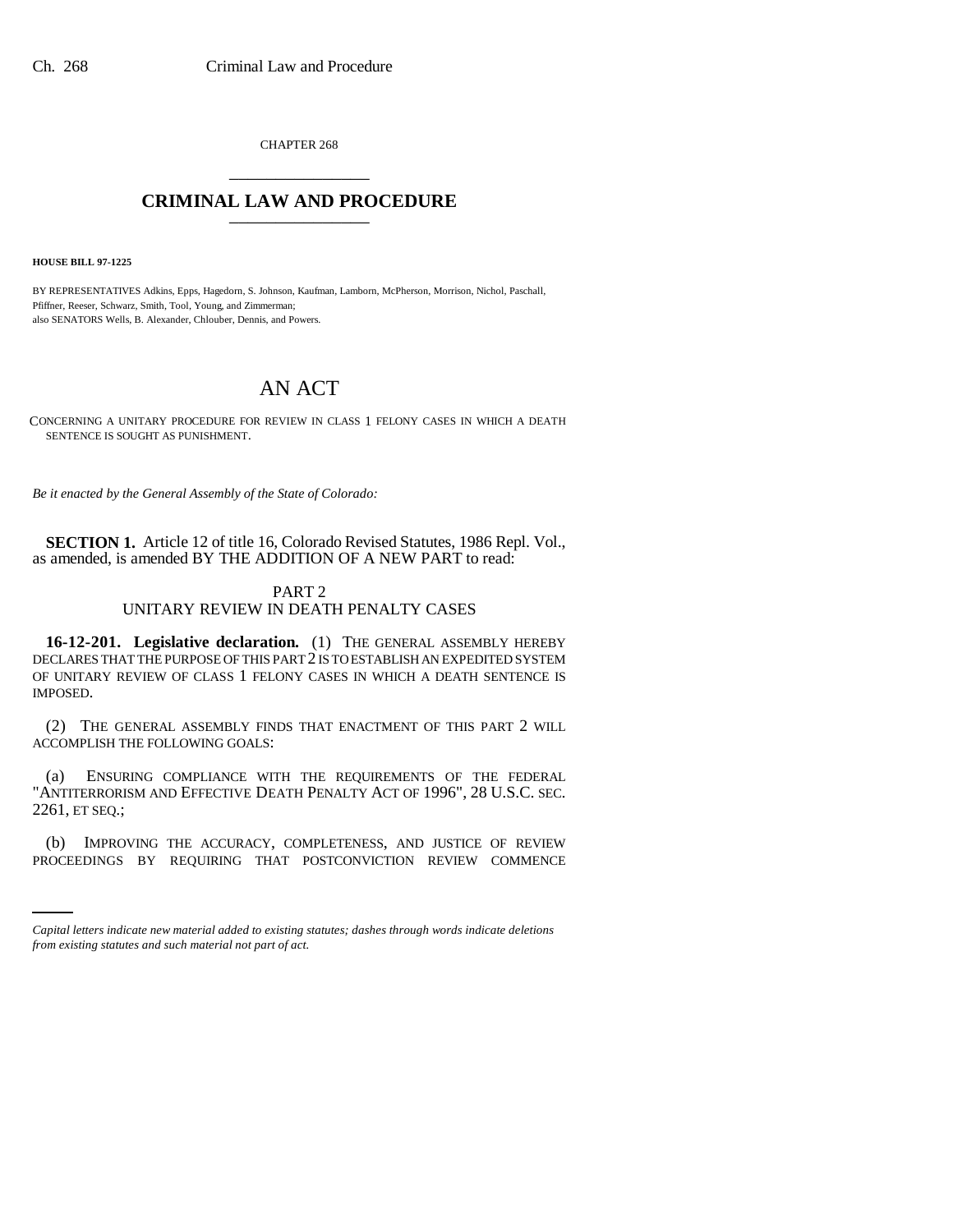CHAPTER 268

# CRIMINAL LAW AND PROCEDURE

**HOUSE BILL 97-1225**

BY REPRESENTATIVES Adkins, Epps, Hagedorn, S. Johnson, Kaufman, Lamborn, McPherson, Morrison, Nichol, Paschall, Pfiffner, Reeser, Schwarz, Smith, Tool, Young, and Zimmerman;
also SENATORS Wells, B. Alexander, Chlouber, Dennis, and Powers.

# AN ACT

CONCERNING A UNITARY PROCEDURE FOR REVIEW IN CLASS 1 FELONY CASES IN WHICH A DEATH SENTENCE IS SOUGHT AS PUNISHMENT.

*Be it enacted by the General Assembly of the State of Colorado:*

**SECTION 1.** Article 12 of title 16, Colorado Revised Statutes, 1986 Repl. Vol., as amended, is amended BY THE ADDITION OF A NEW PART to read:

PART 2
UNITARY REVIEW IN DEATH PENALTY CASES

**16-12-201. Legislative declaration.** (1) THE GENERAL ASSEMBLY HEREBY DECLARES THAT THE PURPOSE OF THIS PART 2 IS TO ESTABLISH AN EXPEDITED SYSTEM OF UNITARY REVIEW OF CLASS 1 FELONY CASES IN WHICH A DEATH SENTENCE IS IMPOSED.

(2) THE GENERAL ASSEMBLY FINDS THAT ENACTMENT OF THIS PART 2 WILL ACCOMPLISH THE FOLLOWING GOALS:

(a) ENSURING COMPLIANCE WITH THE REQUIREMENTS OF THE FEDERAL "ANTITERRORISM AND EFFECTIVE DEATH PENALTY ACT OF 1996", 28 U.S.C. SEC. 2261, ET SEQ.;

(b) IMPROVING THE ACCURACY, COMPLETENESS, AND JUSTICE OF REVIEW PROCEEDINGS BY REQUIRING THAT POSTCONVICTION REVIEW COMMENCE

*Capital letters indicate new material added to existing statutes; dashes through words indicate deletions from existing statutes and such material not part of act.*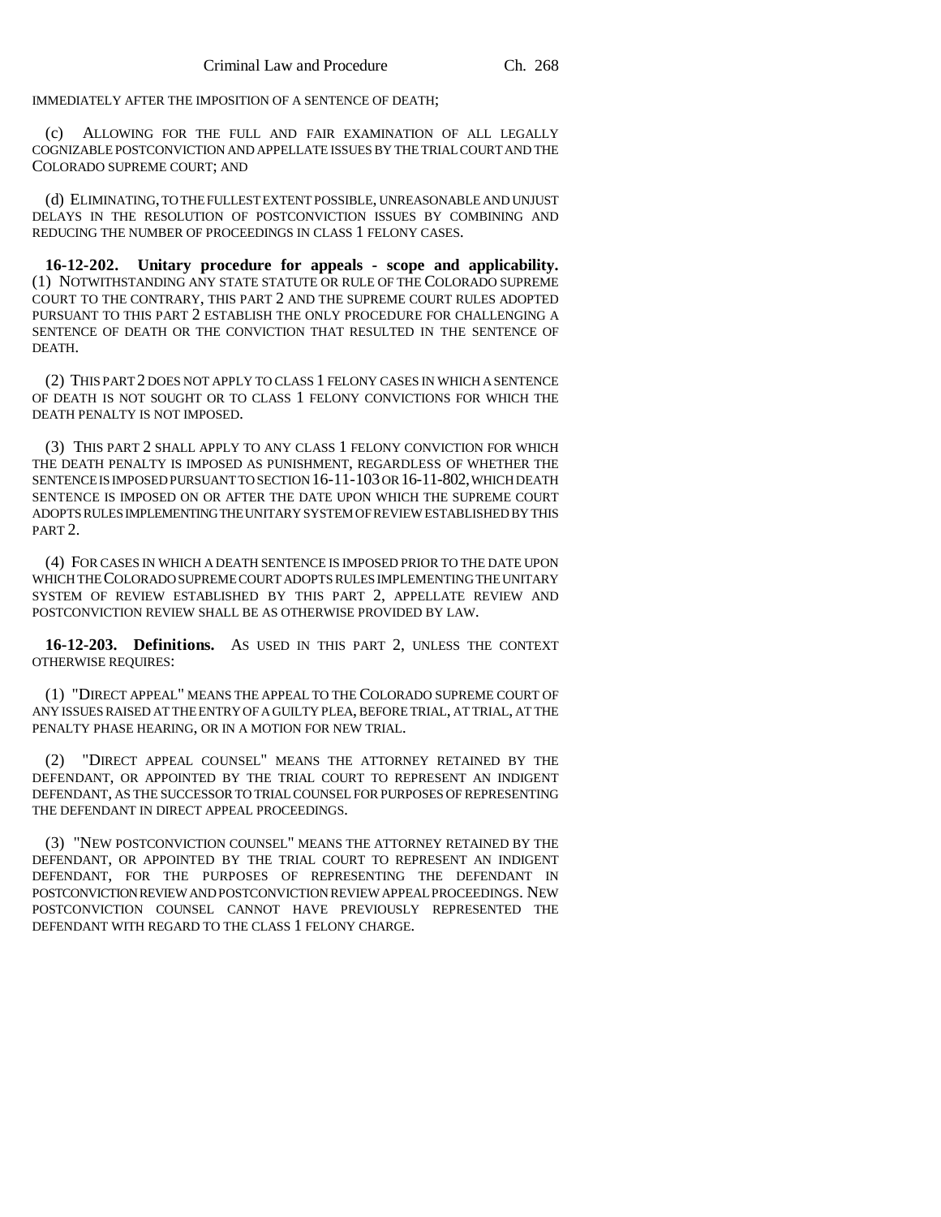IMMEDIATELY AFTER THE IMPOSITION OF A SENTENCE OF DEATH;

(c) ALLOWING FOR THE FULL AND FAIR EXAMINATION OF ALL LEGALLY COGNIZABLE POSTCONVICTION AND APPELLATE ISSUES BY THE TRIAL COURT AND THE COLORADO SUPREME COURT; AND

(d) ELIMINATING, TO THE FULLEST EXTENT POSSIBLE, UNREASONABLE AND UNJUST DELAYS IN THE RESOLUTION OF POSTCONVICTION ISSUES BY COMBINING AND REDUCING THE NUMBER OF PROCEEDINGS IN CLASS 1 FELONY CASES.

**16-12-202. Unitary procedure for appeals - scope and applicability.** (1) NOTWITHSTANDING ANY STATE STATUTE OR RULE OF THE COLORADO SUPREME COURT TO THE CONTRARY, THIS PART 2 AND THE SUPREME COURT RULES ADOPTED PURSUANT TO THIS PART 2 ESTABLISH THE ONLY PROCEDURE FOR CHALLENGING A SENTENCE OF DEATH OR THE CONVICTION THAT RESULTED IN THE SENTENCE OF DEATH.

(2) THIS PART 2 DOES NOT APPLY TO CLASS 1 FELONY CASES IN WHICH A SENTENCE OF DEATH IS NOT SOUGHT OR TO CLASS 1 FELONY CONVICTIONS FOR WHICH THE DEATH PENALTY IS NOT IMPOSED.

(3) THIS PART 2 SHALL APPLY TO ANY CLASS 1 FELONY CONVICTION FOR WHICH THE DEATH PENALTY IS IMPOSED AS PUNISHMENT, REGARDLESS OF WHETHER THE SENTENCE IS IMPOSED PURSUANT TO SECTION 16-11-103 OR 16-11-802, WHICH DEATH SENTENCE IS IMPOSED ON OR AFTER THE DATE UPON WHICH THE SUPREME COURT ADOPTS RULES IMPLEMENTING THE UNITARY SYSTEM OF REVIEW ESTABLISHED BY THIS PART 2.

(4) FOR CASES IN WHICH A DEATH SENTENCE IS IMPOSED PRIOR TO THE DATE UPON WHICH THE COLORADO SUPREME COURT ADOPTS RULES IMPLEMENTING THE UNITARY SYSTEM OF REVIEW ESTABLISHED BY THIS PART 2, APPELLATE REVIEW AND POSTCONVICTION REVIEW SHALL BE AS OTHERWISE PROVIDED BY LAW.

**16-12-203. Definitions.** AS USED IN THIS PART 2, UNLESS THE CONTEXT OTHERWISE REQUIRES:

(1) "DIRECT APPEAL" MEANS THE APPEAL TO THE COLORADO SUPREME COURT OF ANY ISSUES RAISED AT THE ENTRY OF A GUILTY PLEA, BEFORE TRIAL, AT TRIAL, AT THE PENALTY PHASE HEARING, OR IN A MOTION FOR NEW TRIAL.

(2) "DIRECT APPEAL COUNSEL" MEANS THE ATTORNEY RETAINED BY THE DEFENDANT, OR APPOINTED BY THE TRIAL COURT TO REPRESENT AN INDIGENT DEFENDANT, AS THE SUCCESSOR TO TRIAL COUNSEL FOR PURPOSES OF REPRESENTING THE DEFENDANT IN DIRECT APPEAL PROCEEDINGS.

(3) "NEW POSTCONVICTION COUNSEL" MEANS THE ATTORNEY RETAINED BY THE DEFENDANT, OR APPOINTED BY THE TRIAL COURT TO REPRESENT AN INDIGENT DEFENDANT, FOR THE PURPOSES OF REPRESENTING THE DEFENDANT IN POSTCONVICTION REVIEW AND POSTCONVICTION REVIEW APPEAL PROCEEDINGS. NEW POSTCONVICTION COUNSEL CANNOT HAVE PREVIOUSLY REPRESENTED THE DEFENDANT WITH REGARD TO THE CLASS 1 FELONY CHARGE.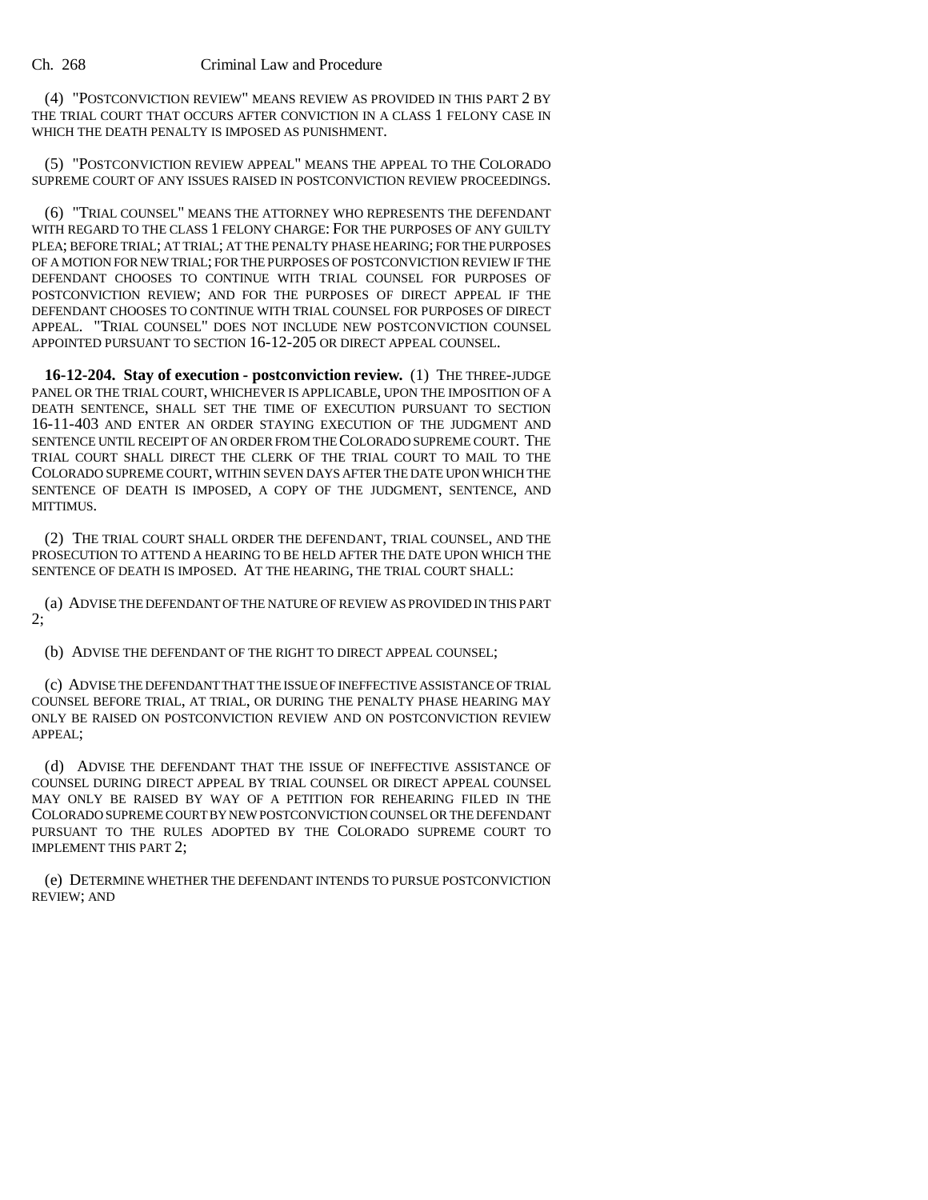(4) "POSTCONVICTION REVIEW" MEANS REVIEW AS PROVIDED IN THIS PART 2 BY THE TRIAL COURT THAT OCCURS AFTER CONVICTION IN A CLASS 1 FELONY CASE IN WHICH THE DEATH PENALTY IS IMPOSED AS PUNISHMENT.

(5) "POSTCONVICTION REVIEW APPEAL" MEANS THE APPEAL TO THE COLORADO SUPREME COURT OF ANY ISSUES RAISED IN POSTCONVICTION REVIEW PROCEEDINGS.

(6) "TRIAL COUNSEL" MEANS THE ATTORNEY WHO REPRESENTS THE DEFENDANT WITH REGARD TO THE CLASS 1 FELONY CHARGE: FOR THE PURPOSES OF ANY GUILTY PLEA; BEFORE TRIAL; AT TRIAL; AT THE PENALTY PHASE HEARING; FOR THE PURPOSES OF A MOTION FOR NEW TRIAL; FOR THE PURPOSES OF POSTCONVICTION REVIEW IF THE DEFENDANT CHOOSES TO CONTINUE WITH TRIAL COUNSEL FOR PURPOSES OF POSTCONVICTION REVIEW; AND FOR THE PURPOSES OF DIRECT APPEAL IF THE DEFENDANT CHOOSES TO CONTINUE WITH TRIAL COUNSEL FOR PURPOSES OF DIRECT APPEAL. "TRIAL COUNSEL" DOES NOT INCLUDE NEW POSTCONVICTION COUNSEL APPOINTED PURSUANT TO SECTION 16-12-205 OR DIRECT APPEAL COUNSEL.

**16-12-204. Stay of execution - postconviction review.** (1) THE THREE-JUDGE PANEL OR THE TRIAL COURT, WHICHEVER IS APPLICABLE, UPON THE IMPOSITION OF A DEATH SENTENCE, SHALL SET THE TIME OF EXECUTION PURSUANT TO SECTION 16-11-403 AND ENTER AN ORDER STAYING EXECUTION OF THE JUDGMENT AND SENTENCE UNTIL RECEIPT OF AN ORDER FROM THE COLORADO SUPREME COURT. THE TRIAL COURT SHALL DIRECT THE CLERK OF THE TRIAL COURT TO MAIL TO THE COLORADO SUPREME COURT, WITHIN SEVEN DAYS AFTER THE DATE UPON WHICH THE SENTENCE OF DEATH IS IMPOSED, A COPY OF THE JUDGMENT, SENTENCE, AND MITTIMUS.

(2) THE TRIAL COURT SHALL ORDER THE DEFENDANT, TRIAL COUNSEL, AND THE PROSECUTION TO ATTEND A HEARING TO BE HELD AFTER THE DATE UPON WHICH THE SENTENCE OF DEATH IS IMPOSED. AT THE HEARING, THE TRIAL COURT SHALL:

(a) ADVISE THE DEFENDANT OF THE NATURE OF REVIEW AS PROVIDED IN THIS PART 2;

(b) ADVISE THE DEFENDANT OF THE RIGHT TO DIRECT APPEAL COUNSEL;

(c) ADVISE THE DEFENDANT THAT THE ISSUE OF INEFFECTIVE ASSISTANCE OF TRIAL COUNSEL BEFORE TRIAL, AT TRIAL, OR DURING THE PENALTY PHASE HEARING MAY ONLY BE RAISED ON POSTCONVICTION REVIEW AND ON POSTCONVICTION REVIEW APPEAL;

(d) ADVISE THE DEFENDANT THAT THE ISSUE OF INEFFECTIVE ASSISTANCE OF COUNSEL DURING DIRECT APPEAL BY TRIAL COUNSEL OR DIRECT APPEAL COUNSEL MAY ONLY BE RAISED BY WAY OF A PETITION FOR REHEARING FILED IN THE COLORADO SUPREME COURT BY NEW POSTCONVICTION COUNSEL OR THE DEFENDANT PURSUANT TO THE RULES ADOPTED BY THE COLORADO SUPREME COURT TO IMPLEMENT THIS PART 2;

(e) DETERMINE WHETHER THE DEFENDANT INTENDS TO PURSUE POSTCONVICTION REVIEW; AND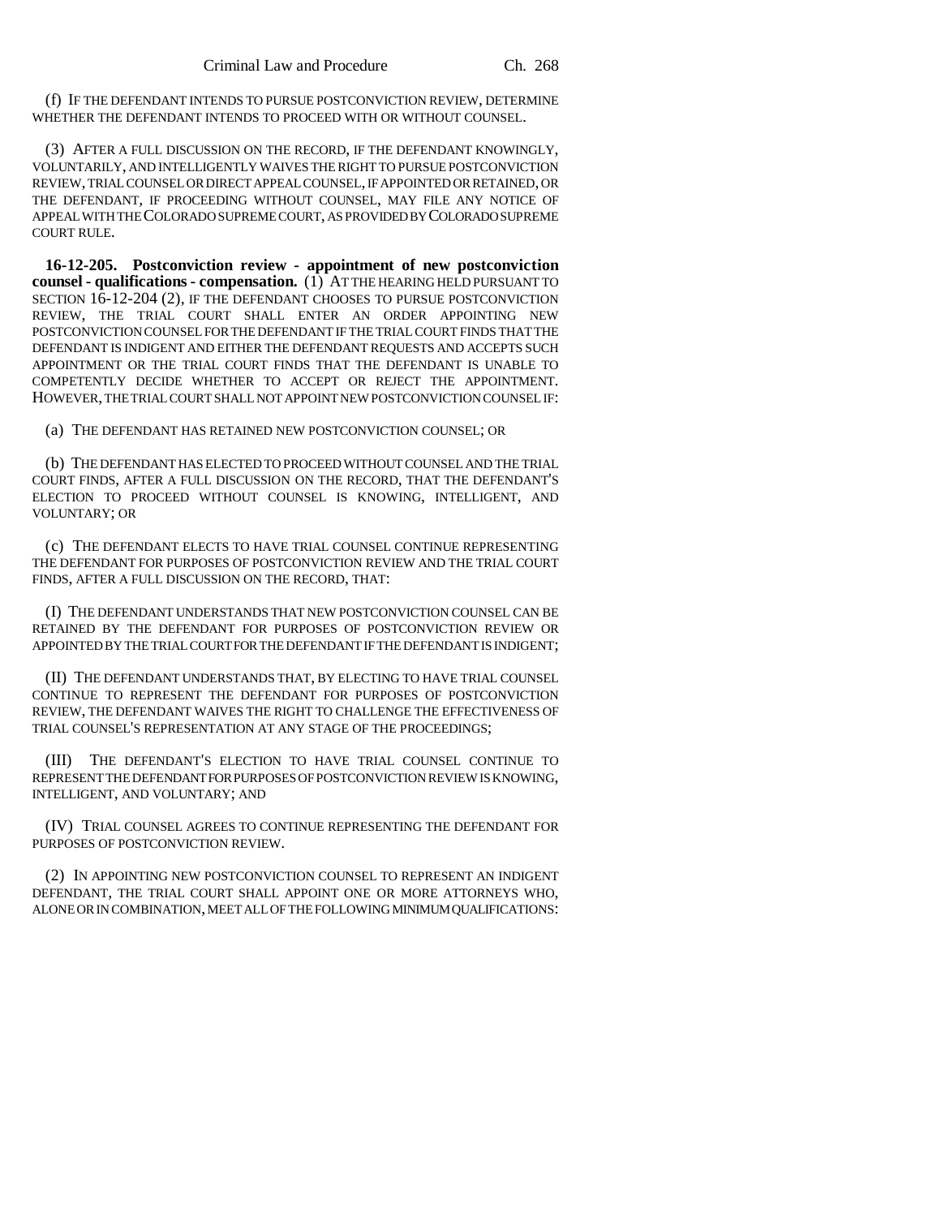(f) IF THE DEFENDANT INTENDS TO PURSUE POSTCONVICTION REVIEW, DETERMINE WHETHER THE DEFENDANT INTENDS TO PROCEED WITH OR WITHOUT COUNSEL.

(3) AFTER A FULL DISCUSSION ON THE RECORD, IF THE DEFENDANT KNOWINGLY, VOLUNTARILY, AND INTELLIGENTLY WAIVES THE RIGHT TO PURSUE POSTCONVICTION REVIEW, TRIAL COUNSEL OR DIRECT APPEAL COUNSEL, IF APPOINTED OR RETAINED, OR THE DEFENDANT, IF PROCEEDING WITHOUT COUNSEL, MAY FILE ANY NOTICE OF APPEAL WITH THE COLORADO SUPREME COURT, AS PROVIDED BY COLORADO SUPREME COURT RULE.

**16-12-205. Postconviction review - appointment of new postconviction counsel - qualifications - compensation.** (1) AT THE HEARING HELD PURSUANT TO SECTION 16-12-204 (2), IF THE DEFENDANT CHOOSES TO PURSUE POSTCONVICTION REVIEW, THE TRIAL COURT SHALL ENTER AN ORDER APPOINTING NEW POSTCONVICTION COUNSEL FOR THE DEFENDANT IF THE TRIAL COURT FINDS THAT THE DEFENDANT IS INDIGENT AND EITHER THE DEFENDANT REQUESTS AND ACCEPTS SUCH APPOINTMENT OR THE TRIAL COURT FINDS THAT THE DEFENDANT IS UNABLE TO COMPETENTLY DECIDE WHETHER TO ACCEPT OR REJECT THE APPOINTMENT. HOWEVER, THE TRIAL COURT SHALL NOT APPOINT NEW POSTCONVICTION COUNSEL IF:

(a) THE DEFENDANT HAS RETAINED NEW POSTCONVICTION COUNSEL; OR

(b) THE DEFENDANT HAS ELECTED TO PROCEED WITHOUT COUNSEL AND THE TRIAL COURT FINDS, AFTER A FULL DISCUSSION ON THE RECORD, THAT THE DEFENDANT'S ELECTION TO PROCEED WITHOUT COUNSEL IS KNOWING, INTELLIGENT, AND VOLUNTARY; OR

(c) THE DEFENDANT ELECTS TO HAVE TRIAL COUNSEL CONTINUE REPRESENTING THE DEFENDANT FOR PURPOSES OF POSTCONVICTION REVIEW AND THE TRIAL COURT FINDS, AFTER A FULL DISCUSSION ON THE RECORD, THAT:

(I) THE DEFENDANT UNDERSTANDS THAT NEW POSTCONVICTION COUNSEL CAN BE RETAINED BY THE DEFENDANT FOR PURPOSES OF POSTCONVICTION REVIEW OR APPOINTED BY THE TRIAL COURT FOR THE DEFENDANT IF THE DEFENDANT IS INDIGENT;

(II) THE DEFENDANT UNDERSTANDS THAT, BY ELECTING TO HAVE TRIAL COUNSEL CONTINUE TO REPRESENT THE DEFENDANT FOR PURPOSES OF POSTCONVICTION REVIEW, THE DEFENDANT WAIVES THE RIGHT TO CHALLENGE THE EFFECTIVENESS OF TRIAL COUNSEL'S REPRESENTATION AT ANY STAGE OF THE PROCEEDINGS;

(III) THE DEFENDANT'S ELECTION TO HAVE TRIAL COUNSEL CONTINUE TO REPRESENT THE DEFENDANT FOR PURPOSES OF POSTCONVICTION REVIEW IS KNOWING, INTELLIGENT, AND VOLUNTARY; AND

(IV) TRIAL COUNSEL AGREES TO CONTINUE REPRESENTING THE DEFENDANT FOR PURPOSES OF POSTCONVICTION REVIEW.

(2) IN APPOINTING NEW POSTCONVICTION COUNSEL TO REPRESENT AN INDIGENT DEFENDANT, THE TRIAL COURT SHALL APPOINT ONE OR MORE ATTORNEYS WHO, ALONE OR IN COMBINATION, MEET ALL OF THE FOLLOWING MINIMUM QUALIFICATIONS: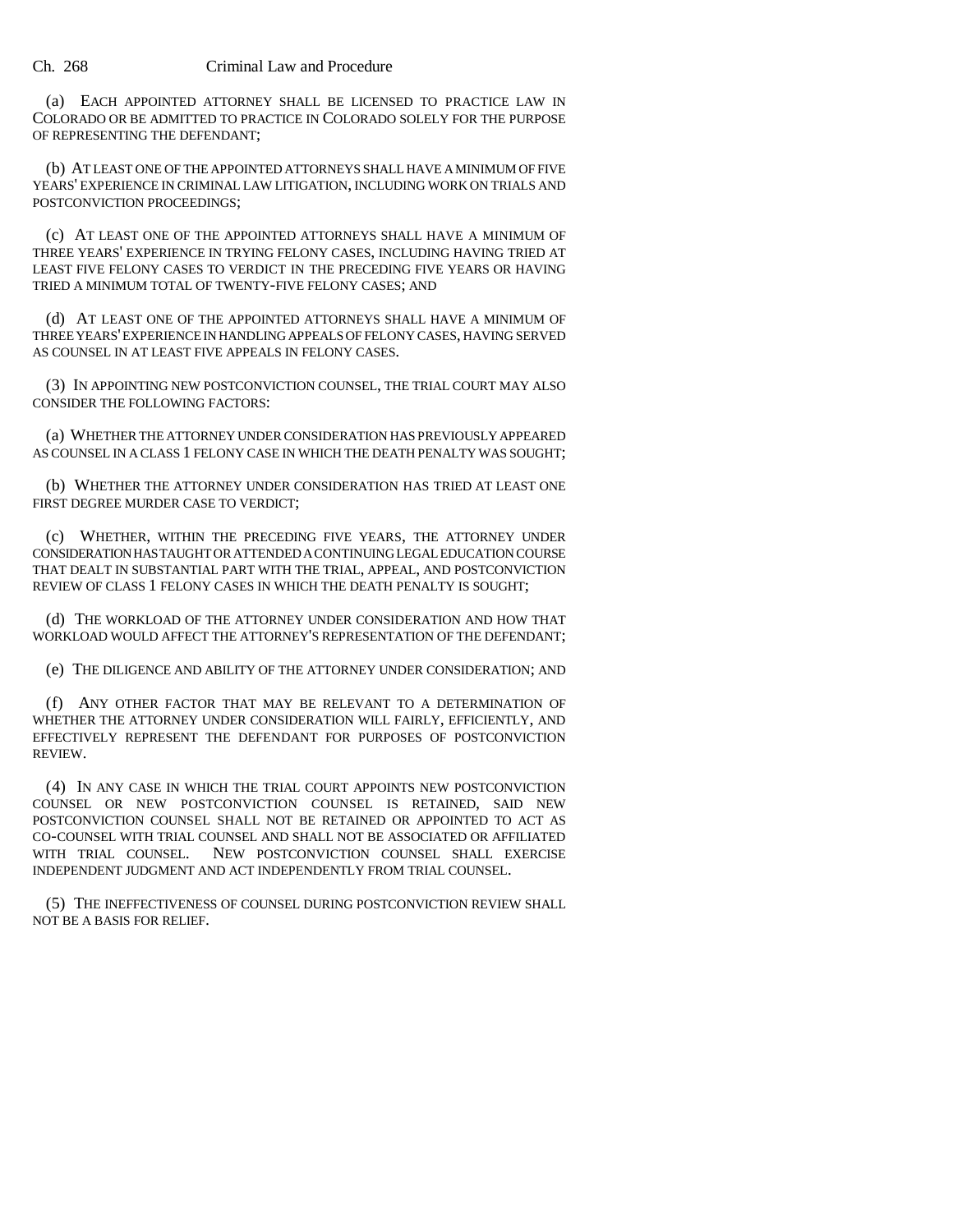(a) EACH APPOINTED ATTORNEY SHALL BE LICENSED TO PRACTICE LAW IN COLORADO OR BE ADMITTED TO PRACTICE IN COLORADO SOLELY FOR THE PURPOSE OF REPRESENTING THE DEFENDANT;

(b) AT LEAST ONE OF THE APPOINTED ATTORNEYS SHALL HAVE A MINIMUM OF FIVE YEARS' EXPERIENCE IN CRIMINAL LAW LITIGATION, INCLUDING WORK ON TRIALS AND POSTCONVICTION PROCEEDINGS;

(c) AT LEAST ONE OF THE APPOINTED ATTORNEYS SHALL HAVE A MINIMUM OF THREE YEARS' EXPERIENCE IN TRYING FELONY CASES, INCLUDING HAVING TRIED AT LEAST FIVE FELONY CASES TO VERDICT IN THE PRECEDING FIVE YEARS OR HAVING TRIED A MINIMUM TOTAL OF TWENTY-FIVE FELONY CASES; AND

(d) AT LEAST ONE OF THE APPOINTED ATTORNEYS SHALL HAVE A MINIMUM OF THREE YEARS' EXPERIENCE IN HANDLING APPEALS OF FELONY CASES, HAVING SERVED AS COUNSEL IN AT LEAST FIVE APPEALS IN FELONY CASES.

(3) IN APPOINTING NEW POSTCONVICTION COUNSEL, THE TRIAL COURT MAY ALSO CONSIDER THE FOLLOWING FACTORS:

(a) WHETHER THE ATTORNEY UNDER CONSIDERATION HAS PREVIOUSLY APPEARED AS COUNSEL IN A CLASS 1 FELONY CASE IN WHICH THE DEATH PENALTY WAS SOUGHT;

(b) WHETHER THE ATTORNEY UNDER CONSIDERATION HAS TRIED AT LEAST ONE FIRST DEGREE MURDER CASE TO VERDICT;

(c) WHETHER, WITHIN THE PRECEDING FIVE YEARS, THE ATTORNEY UNDER CONSIDERATION HAS TAUGHT OR ATTENDED A CONTINUING LEGAL EDUCATION COURSE THAT DEALT IN SUBSTANTIAL PART WITH THE TRIAL, APPEAL, AND POSTCONVICTION REVIEW OF CLASS 1 FELONY CASES IN WHICH THE DEATH PENALTY IS SOUGHT;

(d) THE WORKLOAD OF THE ATTORNEY UNDER CONSIDERATION AND HOW THAT WORKLOAD WOULD AFFECT THE ATTORNEY'S REPRESENTATION OF THE DEFENDANT;

(e) THE DILIGENCE AND ABILITY OF THE ATTORNEY UNDER CONSIDERATION; AND

(f) ANY OTHER FACTOR THAT MAY BE RELEVANT TO A DETERMINATION OF WHETHER THE ATTORNEY UNDER CONSIDERATION WILL FAIRLY, EFFICIENTLY, AND EFFECTIVELY REPRESENT THE DEFENDANT FOR PURPOSES OF POSTCONVICTION REVIEW.

(4) IN ANY CASE IN WHICH THE TRIAL COURT APPOINTS NEW POSTCONVICTION COUNSEL OR NEW POSTCONVICTION COUNSEL IS RETAINED, SAID NEW POSTCONVICTION COUNSEL SHALL NOT BE RETAINED OR APPOINTED TO ACT AS CO-COUNSEL WITH TRIAL COUNSEL AND SHALL NOT BE ASSOCIATED OR AFFILIATED WITH TRIAL COUNSEL. NEW POSTCONVICTION COUNSEL SHALL EXERCISE INDEPENDENT JUDGMENT AND ACT INDEPENDENTLY FROM TRIAL COUNSEL.

(5) THE INEFFECTIVENESS OF COUNSEL DURING POSTCONVICTION REVIEW SHALL NOT BE A BASIS FOR RELIEF.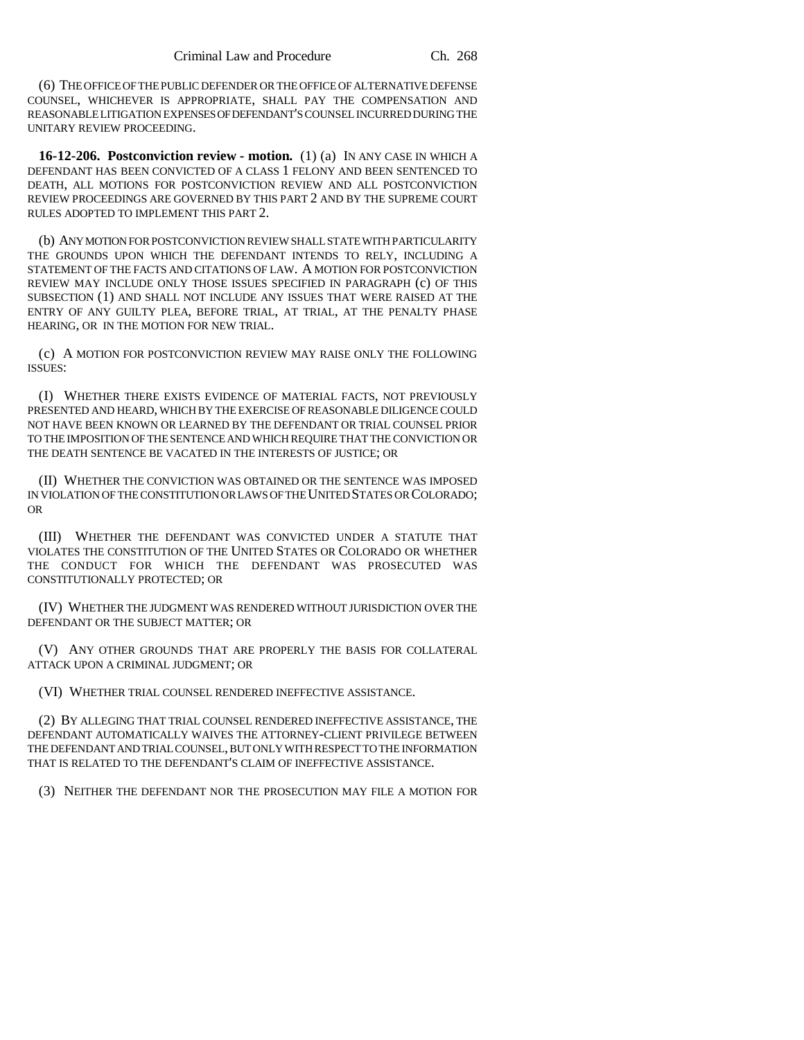(6) THE OFFICE OF THE PUBLIC DEFENDER OR THE OFFICE OF ALTERNATIVE DEFENSE COUNSEL, WHICHEVER IS APPROPRIATE, SHALL PAY THE COMPENSATION AND REASONABLE LITIGATION EXPENSES OF DEFENDANT'S COUNSEL INCURRED DURING THE UNITARY REVIEW PROCEEDING.

**16-12-206. Postconviction review - motion.** (1) (a) IN ANY CASE IN WHICH A DEFENDANT HAS BEEN CONVICTED OF A CLASS 1 FELONY AND BEEN SENTENCED TO DEATH, ALL MOTIONS FOR POSTCONVICTION REVIEW AND ALL POSTCONVICTION REVIEW PROCEEDINGS ARE GOVERNED BY THIS PART 2 AND BY THE SUPREME COURT RULES ADOPTED TO IMPLEMENT THIS PART 2.

(b) ANY MOTION FOR POSTCONVICTION REVIEW SHALL STATE WITH PARTICULARITY THE GROUNDS UPON WHICH THE DEFENDANT INTENDS TO RELY, INCLUDING A STATEMENT OF THE FACTS AND CITATIONS OF LAW. A MOTION FOR POSTCONVICTION REVIEW MAY INCLUDE ONLY THOSE ISSUES SPECIFIED IN PARAGRAPH (c) OF THIS SUBSECTION (1) AND SHALL NOT INCLUDE ANY ISSUES THAT WERE RAISED AT THE ENTRY OF ANY GUILTY PLEA, BEFORE TRIAL, AT TRIAL, AT THE PENALTY PHASE HEARING, OR IN THE MOTION FOR NEW TRIAL.

(c) A MOTION FOR POSTCONVICTION REVIEW MAY RAISE ONLY THE FOLLOWING ISSUES:

(I) WHETHER THERE EXISTS EVIDENCE OF MATERIAL FACTS, NOT PREVIOUSLY PRESENTED AND HEARD, WHICH BY THE EXERCISE OF REASONABLE DILIGENCE COULD NOT HAVE BEEN KNOWN OR LEARNED BY THE DEFENDANT OR TRIAL COUNSEL PRIOR TO THE IMPOSITION OF THE SENTENCE AND WHICH REQUIRE THAT THE CONVICTION OR THE DEATH SENTENCE BE VACATED IN THE INTERESTS OF JUSTICE; OR

(II) WHETHER THE CONVICTION WAS OBTAINED OR THE SENTENCE WAS IMPOSED IN VIOLATION OF THE CONSTITUTION OR LAWS OF THE UNITED STATES OR COLORADO; OR

(III) WHETHER THE DEFENDANT WAS CONVICTED UNDER A STATUTE THAT VIOLATES THE CONSTITUTION OF THE UNITED STATES OR COLORADO OR WHETHER THE CONDUCT FOR WHICH THE DEFENDANT WAS PROSECUTED WAS CONSTITUTIONALLY PROTECTED; OR

(IV) WHETHER THE JUDGMENT WAS RENDERED WITHOUT JURISDICTION OVER THE DEFENDANT OR THE SUBJECT MATTER; OR

(V) ANY OTHER GROUNDS THAT ARE PROPERLY THE BASIS FOR COLLATERAL ATTACK UPON A CRIMINAL JUDGMENT; OR

(VI) WHETHER TRIAL COUNSEL RENDERED INEFFECTIVE ASSISTANCE.

(2) BY ALLEGING THAT TRIAL COUNSEL RENDERED INEFFECTIVE ASSISTANCE, THE DEFENDANT AUTOMATICALLY WAIVES THE ATTORNEY-CLIENT PRIVILEGE BETWEEN THE DEFENDANT AND TRIAL COUNSEL, BUT ONLY WITH RESPECT TO THE INFORMATION THAT IS RELATED TO THE DEFENDANT'S CLAIM OF INEFFECTIVE ASSISTANCE.

(3) NEITHER THE DEFENDANT NOR THE PROSECUTION MAY FILE A MOTION FOR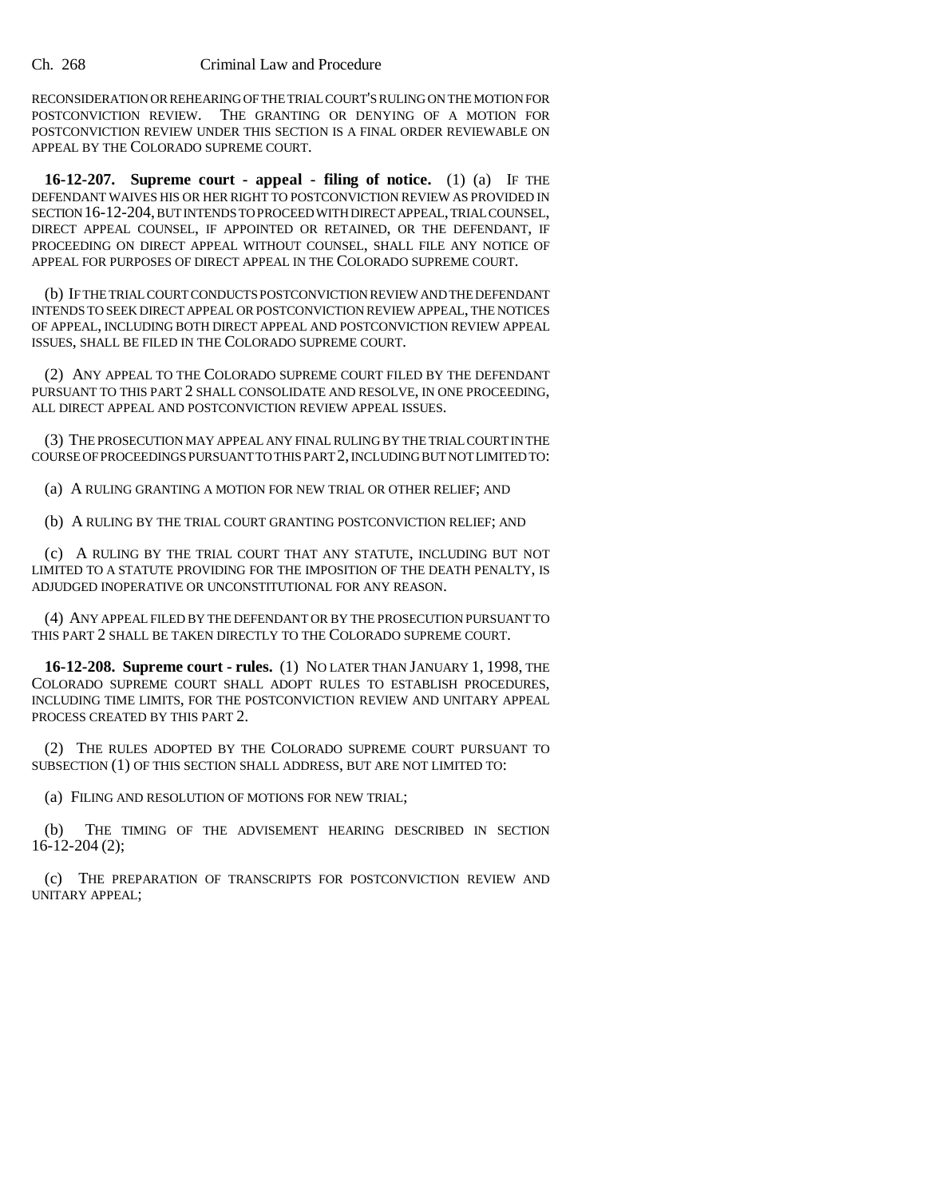RECONSIDERATION OR REHEARING OF THE TRIAL COURT'S RULING ON THE MOTION FOR POSTCONVICTION REVIEW. THE GRANTING OR DENYING OF A MOTION FOR POSTCONVICTION REVIEW UNDER THIS SECTION IS A FINAL ORDER REVIEWABLE ON APPEAL BY THE COLORADO SUPREME COURT.

**16-12-207. Supreme court - appeal - filing of notice.** (1) (a) IF THE DEFENDANT WAIVES HIS OR HER RIGHT TO POSTCONVICTION REVIEW AS PROVIDED IN SECTION 16-12-204, BUT INTENDS TO PROCEED WITH DIRECT APPEAL, TRIAL COUNSEL, DIRECT APPEAL COUNSEL, IF APPOINTED OR RETAINED, OR THE DEFENDANT, IF PROCEEDING ON DIRECT APPEAL WITHOUT COUNSEL, SHALL FILE ANY NOTICE OF APPEAL FOR PURPOSES OF DIRECT APPEAL IN THE COLORADO SUPREME COURT.

(b) IF THE TRIAL COURT CONDUCTS POSTCONVICTION REVIEW AND THE DEFENDANT INTENDS TO SEEK DIRECT APPEAL OR POSTCONVICTION REVIEW APPEAL, THE NOTICES OF APPEAL, INCLUDING BOTH DIRECT APPEAL AND POSTCONVICTION REVIEW APPEAL ISSUES, SHALL BE FILED IN THE COLORADO SUPREME COURT.

(2) ANY APPEAL TO THE COLORADO SUPREME COURT FILED BY THE DEFENDANT PURSUANT TO THIS PART 2 SHALL CONSOLIDATE AND RESOLVE, IN ONE PROCEEDING, ALL DIRECT APPEAL AND POSTCONVICTION REVIEW APPEAL ISSUES.

(3) THE PROSECUTION MAY APPEAL ANY FINAL RULING BY THE TRIAL COURT IN THE COURSE OF PROCEEDINGS PURSUANT TO THIS PART 2, INCLUDING BUT NOT LIMITED TO:

(a) A RULING GRANTING A MOTION FOR NEW TRIAL OR OTHER RELIEF; AND

(b) A RULING BY THE TRIAL COURT GRANTING POSTCONVICTION RELIEF; AND

(c) A RULING BY THE TRIAL COURT THAT ANY STATUTE, INCLUDING BUT NOT LIMITED TO A STATUTE PROVIDING FOR THE IMPOSITION OF THE DEATH PENALTY, IS ADJUDGED INOPERATIVE OR UNCONSTITUTIONAL FOR ANY REASON.

(4) ANY APPEAL FILED BY THE DEFENDANT OR BY THE PROSECUTION PURSUANT TO THIS PART 2 SHALL BE TAKEN DIRECTLY TO THE COLORADO SUPREME COURT.

**16-12-208. Supreme court - rules.** (1) NO LATER THAN JANUARY 1, 1998, THE COLORADO SUPREME COURT SHALL ADOPT RULES TO ESTABLISH PROCEDURES, INCLUDING TIME LIMITS, FOR THE POSTCONVICTION REVIEW AND UNITARY APPEAL PROCESS CREATED BY THIS PART 2.

(2) THE RULES ADOPTED BY THE COLORADO SUPREME COURT PURSUANT TO SUBSECTION (1) OF THIS SECTION SHALL ADDRESS, BUT ARE NOT LIMITED TO:

(a) FILING AND RESOLUTION OF MOTIONS FOR NEW TRIAL;

(b) THE TIMING OF THE ADVISEMENT HEARING DESCRIBED IN SECTION 16-12-204 (2);

(c) THE PREPARATION OF TRANSCRIPTS FOR POSTCONVICTION REVIEW AND UNITARY APPEAL;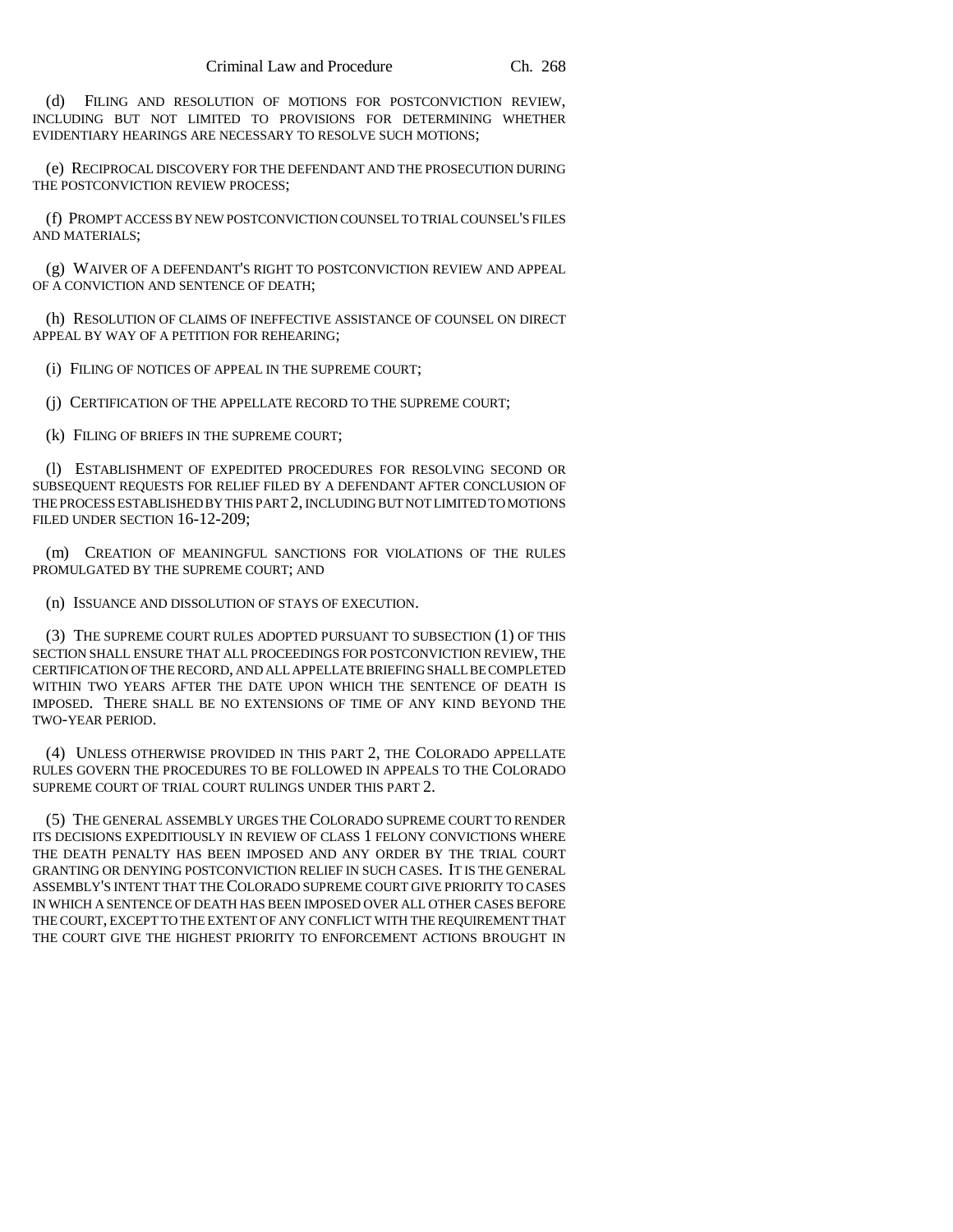(d) FILING AND RESOLUTION OF MOTIONS FOR POSTCONVICTION REVIEW, INCLUDING BUT NOT LIMITED TO PROVISIONS FOR DETERMINING WHETHER EVIDENTIARY HEARINGS ARE NECESSARY TO RESOLVE SUCH MOTIONS;

(e) RECIPROCAL DISCOVERY FOR THE DEFENDANT AND THE PROSECUTION DURING THE POSTCONVICTION REVIEW PROCESS;

(f) PROMPT ACCESS BY NEW POSTCONVICTION COUNSEL TO TRIAL COUNSEL'S FILES AND MATERIALS;

(g) WAIVER OF A DEFENDANT'S RIGHT TO POSTCONVICTION REVIEW AND APPEAL OF A CONVICTION AND SENTENCE OF DEATH;

(h) RESOLUTION OF CLAIMS OF INEFFECTIVE ASSISTANCE OF COUNSEL ON DIRECT APPEAL BY WAY OF A PETITION FOR REHEARING;

(i) FILING OF NOTICES OF APPEAL IN THE SUPREME COURT;

(j) CERTIFICATION OF THE APPELLATE RECORD TO THE SUPREME COURT;

(k) FILING OF BRIEFS IN THE SUPREME COURT;

(l) ESTABLISHMENT OF EXPEDITED PROCEDURES FOR RESOLVING SECOND OR SUBSEQUENT REQUESTS FOR RELIEF FILED BY A DEFENDANT AFTER CONCLUSION OF THE PROCESS ESTABLISHED BY THIS PART 2, INCLUDING BUT NOT LIMITED TO MOTIONS FILED UNDER SECTION 16-12-209;

(m) CREATION OF MEANINGFUL SANCTIONS FOR VIOLATIONS OF THE RULES PROMULGATED BY THE SUPREME COURT; AND

(n) ISSUANCE AND DISSOLUTION OF STAYS OF EXECUTION.

(3) THE SUPREME COURT RULES ADOPTED PURSUANT TO SUBSECTION (1) OF THIS SECTION SHALL ENSURE THAT ALL PROCEEDINGS FOR POSTCONVICTION REVIEW, THE CERTIFICATION OF THE RECORD, AND ALL APPELLATE BRIEFING SHALL BE COMPLETED WITHIN TWO YEARS AFTER THE DATE UPON WHICH THE SENTENCE OF DEATH IS IMPOSED. THERE SHALL BE NO EXTENSIONS OF TIME OF ANY KIND BEYOND THE TWO-YEAR PERIOD.

(4) UNLESS OTHERWISE PROVIDED IN THIS PART 2, THE COLORADO APPELLATE RULES GOVERN THE PROCEDURES TO BE FOLLOWED IN APPEALS TO THE COLORADO SUPREME COURT OF TRIAL COURT RULINGS UNDER THIS PART 2.

(5) THE GENERAL ASSEMBLY URGES THE COLORADO SUPREME COURT TO RENDER ITS DECISIONS EXPEDITIOUSLY IN REVIEW OF CLASS 1 FELONY CONVICTIONS WHERE THE DEATH PENALTY HAS BEEN IMPOSED AND ANY ORDER BY THE TRIAL COURT GRANTING OR DENYING POSTCONVICTION RELIEF IN SUCH CASES. IT IS THE GENERAL ASSEMBLY'S INTENT THAT THE COLORADO SUPREME COURT GIVE PRIORITY TO CASES IN WHICH A SENTENCE OF DEATH HAS BEEN IMPOSED OVER ALL OTHER CASES BEFORE THE COURT, EXCEPT TO THE EXTENT OF ANY CONFLICT WITH THE REQUIREMENT THAT THE COURT GIVE THE HIGHEST PRIORITY TO ENFORCEMENT ACTIONS BROUGHT IN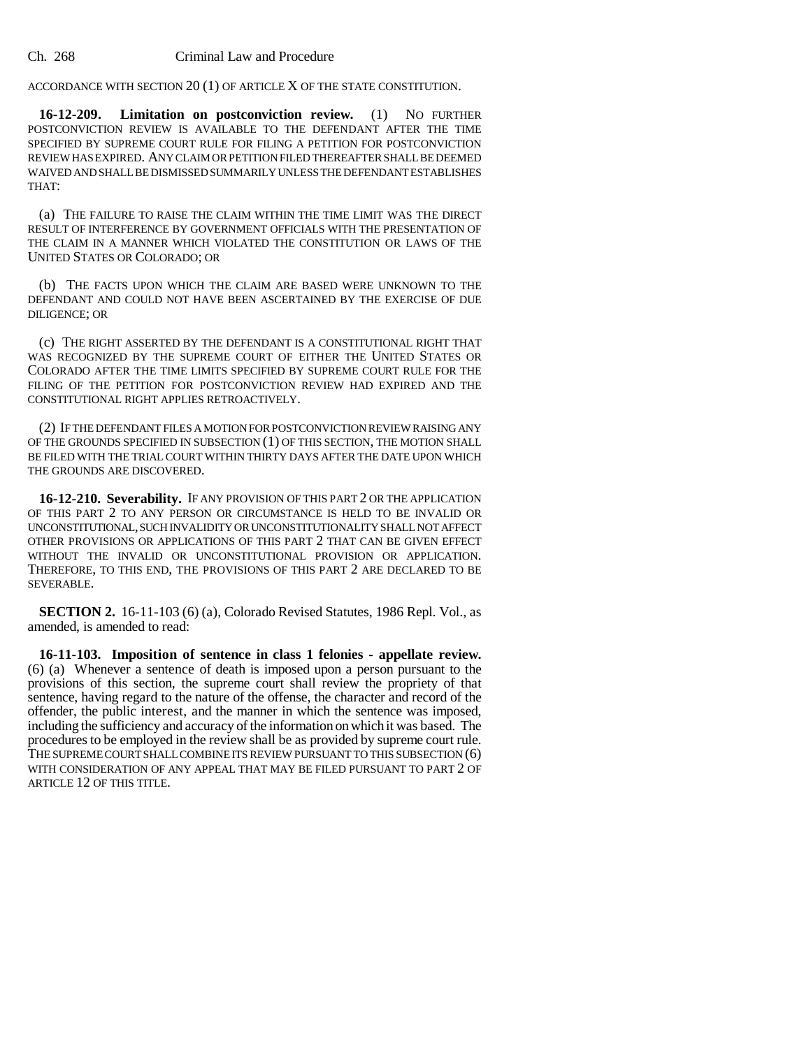ACCORDANCE WITH SECTION 20 (1) OF ARTICLE X OF THE STATE CONSTITUTION.

**16-12-209. Limitation on postconviction review.** (1) NO FURTHER POSTCONVICTION REVIEW IS AVAILABLE TO THE DEFENDANT AFTER THE TIME SPECIFIED BY SUPREME COURT RULE FOR FILING A PETITION FOR POSTCONVICTION REVIEW HAS EXPIRED. ANY CLAIM OR PETITION FILED THEREAFTER SHALL BE DEEMED WAIVED AND SHALL BE DISMISSED SUMMARILY UNLESS THE DEFENDANT ESTABLISHES THAT:

(a) THE FAILURE TO RAISE THE CLAIM WITHIN THE TIME LIMIT WAS THE DIRECT RESULT OF INTERFERENCE BY GOVERNMENT OFFICIALS WITH THE PRESENTATION OF THE CLAIM IN A MANNER WHICH VIOLATED THE CONSTITUTION OR LAWS OF THE UNITED STATES OR COLORADO; OR

(b) THE FACTS UPON WHICH THE CLAIM ARE BASED WERE UNKNOWN TO THE DEFENDANT AND COULD NOT HAVE BEEN ASCERTAINED BY THE EXERCISE OF DUE DILIGENCE; OR

(c) THE RIGHT ASSERTED BY THE DEFENDANT IS A CONSTITUTIONAL RIGHT THAT WAS RECOGNIZED BY THE SUPREME COURT OF EITHER THE UNITED STATES OR COLORADO AFTER THE TIME LIMITS SPECIFIED BY SUPREME COURT RULE FOR THE FILING OF THE PETITION FOR POSTCONVICTION REVIEW HAD EXPIRED AND THE CONSTITUTIONAL RIGHT APPLIES RETROACTIVELY.

(2) IF THE DEFENDANT FILES A MOTION FOR POSTCONVICTION REVIEW RAISING ANY OF THE GROUNDS SPECIFIED IN SUBSECTION (1) OF THIS SECTION, THE MOTION SHALL BE FILED WITH THE TRIAL COURT WITHIN THIRTY DAYS AFTER THE DATE UPON WHICH THE GROUNDS ARE DISCOVERED.

**16-12-210. Severability.** IF ANY PROVISION OF THIS PART 2 OR THE APPLICATION OF THIS PART 2 TO ANY PERSON OR CIRCUMSTANCE IS HELD TO BE INVALID OR UNCONSTITUTIONAL, SUCH INVALIDITY OR UNCONSTITUTIONALITY SHALL NOT AFFECT OTHER PROVISIONS OR APPLICATIONS OF THIS PART 2 THAT CAN BE GIVEN EFFECT WITHOUT THE INVALID OR UNCONSTITUTIONAL PROVISION OR APPLICATION. THEREFORE, TO THIS END, THE PROVISIONS OF THIS PART 2 ARE DECLARED TO BE SEVERABLE.

**SECTION 2.** 16-11-103 (6) (a), Colorado Revised Statutes, 1986 Repl. Vol., as amended, is amended to read:

**16-11-103. Imposition of sentence in class 1 felonies - appellate review.** (6) (a) Whenever a sentence of death is imposed upon a person pursuant to the provisions of this section, the supreme court shall review the propriety of that sentence, having regard to the nature of the offense, the character and record of the offender, the public interest, and the manner in which the sentence was imposed, including the sufficiency and accuracy of the information on which it was based. The procedures to be employed in the review shall be as provided by supreme court rule. THE SUPREME COURT SHALL COMBINE ITS REVIEW PURSUANT TO THIS SUBSECTION (6) WITH CONSIDERATION OF ANY APPEAL THAT MAY BE FILED PURSUANT TO PART 2 OF ARTICLE 12 OF THIS TITLE.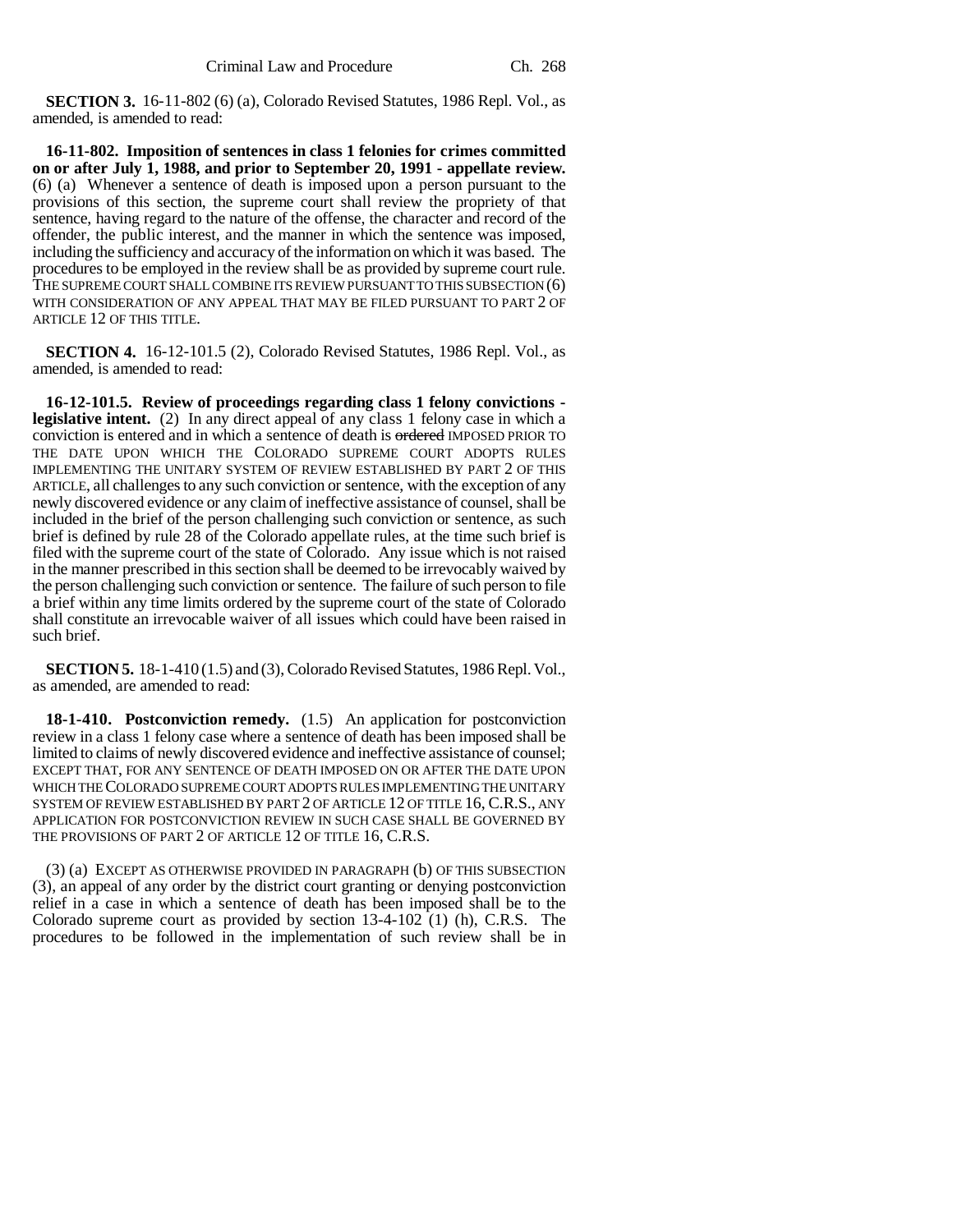**SECTION 3.** 16-11-802 (6) (a), Colorado Revised Statutes, 1986 Repl. Vol., as amended, is amended to read:

**16-11-802. Imposition of sentences in class 1 felonies for crimes committed on or after July 1, 1988, and prior to September 20, 1991 - appellate review.** (6) (a) Whenever a sentence of death is imposed upon a person pursuant to the provisions of this section, the supreme court shall review the propriety of that sentence, having regard to the nature of the offense, the character and record of the offender, the public interest, and the manner in which the sentence was imposed, including the sufficiency and accuracy of the information on which it was based. The procedures to be employed in the review shall be as provided by supreme court rule. THE SUPREME COURT SHALL COMBINE ITS REVIEW PURSUANT TO THIS SUBSECTION (6) WITH CONSIDERATION OF ANY APPEAL THAT MAY BE FILED PURSUANT TO PART 2 OF ARTICLE 12 OF THIS TITLE.

**SECTION 4.** 16-12-101.5 (2), Colorado Revised Statutes, 1986 Repl. Vol., as amended, is amended to read:

**16-12-101.5. Review of proceedings regarding class 1 felony convictions - legislative intent.** (2) In any direct appeal of any class 1 felony case in which a conviction is entered and in which a sentence of death is ~~ordered~~ IMPOSED PRIOR TO THE DATE UPON WHICH THE COLORADO SUPREME COURT ADOPTS RULES IMPLEMENTING THE UNITARY SYSTEM OF REVIEW ESTABLISHED BY PART 2 OF THIS ARTICLE, all challenges to any such conviction or sentence, with the exception of any newly discovered evidence or any claim of ineffective assistance of counsel, shall be included in the brief of the person challenging such conviction or sentence, as such brief is defined by rule 28 of the Colorado appellate rules, at the time such brief is filed with the supreme court of the state of Colorado. Any issue which is not raised in the manner prescribed in this section shall be deemed to be irrevocably waived by the person challenging such conviction or sentence. The failure of such person to file a brief within any time limits ordered by the supreme court of the state of Colorado shall constitute an irrevocable waiver of all issues which could have been raised in such brief.

**SECTION 5.** 18-1-410 (1.5) and (3), Colorado Revised Statutes, 1986 Repl. Vol., as amended, are amended to read:

**18-1-410. Postconviction remedy.** (1.5) An application for postconviction review in a class 1 felony case where a sentence of death has been imposed shall be limited to claims of newly discovered evidence and ineffective assistance of counsel; EXCEPT THAT, FOR ANY SENTENCE OF DEATH IMPOSED ON OR AFTER THE DATE UPON WHICH THE COLORADO SUPREME COURT ADOPTS RULES IMPLEMENTING THE UNITARY SYSTEM OF REVIEW ESTABLISHED BY PART 2 OF ARTICLE 12 OF TITLE 16, C.R.S., ANY APPLICATION FOR POSTCONVICTION REVIEW IN SUCH CASE SHALL BE GOVERNED BY THE PROVISIONS OF PART 2 OF ARTICLE 12 OF TITLE 16, C.R.S.

(3) (a) EXCEPT AS OTHERWISE PROVIDED IN PARAGRAPH (b) OF THIS SUBSECTION (3), an appeal of any order by the district court granting or denying postconviction relief in a case in which a sentence of death has been imposed shall be to the Colorado supreme court as provided by section 13-4-102 (1) (h), C.R.S. The procedures to be followed in the implementation of such review shall be in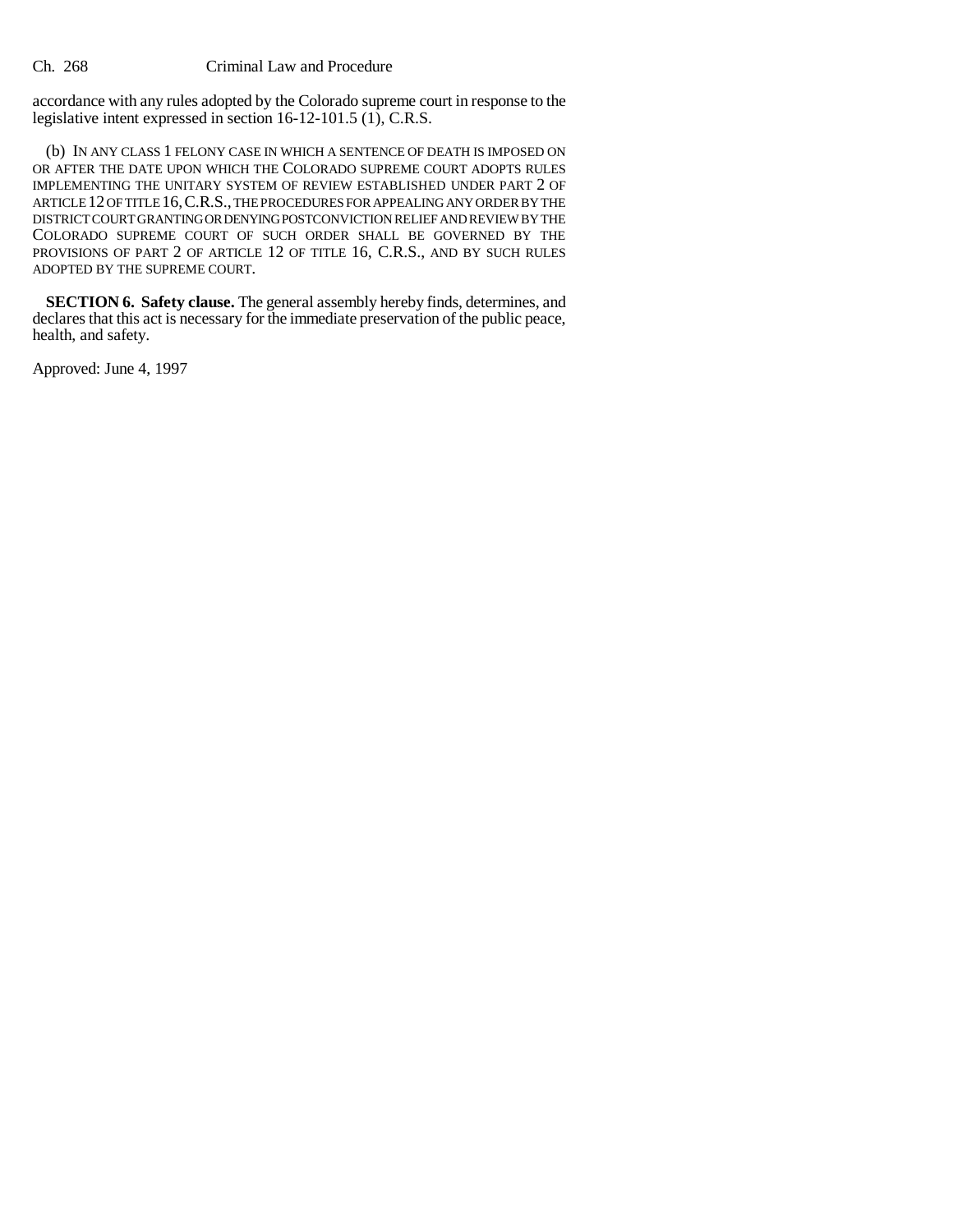accordance with any rules adopted by the Colorado supreme court in response to the legislative intent expressed in section 16-12-101.5 (1), C.R.S.

(b) IN ANY CLASS 1 FELONY CASE IN WHICH A SENTENCE OF DEATH IS IMPOSED ON OR AFTER THE DATE UPON WHICH THE COLORADO SUPREME COURT ADOPTS RULES IMPLEMENTING THE UNITARY SYSTEM OF REVIEW ESTABLISHED UNDER PART 2 OF ARTICLE 12 OF TITLE 16, C.R.S., THE PROCEDURES FOR APPEALING ANY ORDER BY THE DISTRICT COURT GRANTING OR DENYING POSTCONVICTION RELIEF AND REVIEW BY THE COLORADO SUPREME COURT OF SUCH ORDER SHALL BE GOVERNED BY THE PROVISIONS OF PART 2 OF ARTICLE 12 OF TITLE 16, C.R.S., AND BY SUCH RULES ADOPTED BY THE SUPREME COURT.

**SECTION 6. Safety clause.** The general assembly hereby finds, determines, and declares that this act is necessary for the immediate preservation of the public peace, health, and safety.

Approved: June 4, 1997